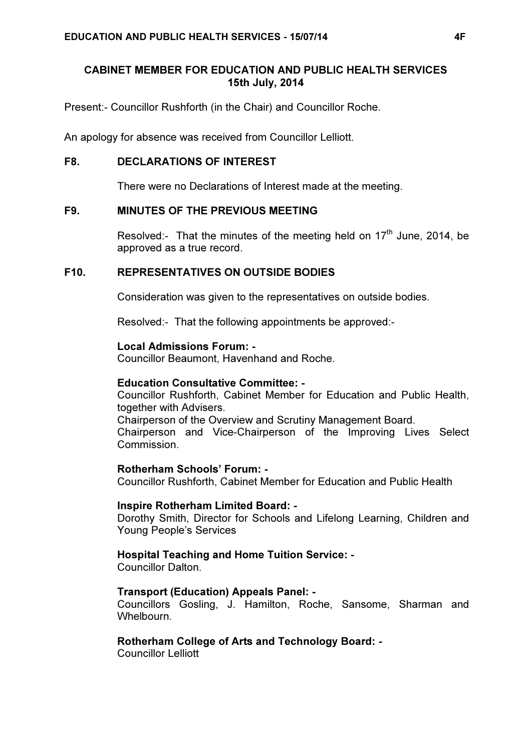# CABINET MEMBER FOR EDUCATION AND PUBLIC HEALTH SERVICES
## 15th July, 2014

Present:- Councillor Rushforth (in the Chair) and Councillor Roche.

An apology for absence was received from Councillor Lelliott.

### F8. DECLARATIONS OF INTEREST

There were no Declarations of Interest made at the meeting.

### F9. MINUTES OF THE PREVIOUS MEETING

Resolved:- That the minutes of the meeting held on 17th June, 2014, be approved as a true record.

### F10. REPRESENTATIVES ON OUTSIDE BODIES

Consideration was given to the representatives on outside bodies.

Resolved:- That the following appointments be approved:-

**Local Admissions Forum: -**
Councillor Beaumont, Havenhand and Roche.

**Education Consultative Committee: -**
Councillor Rushforth, Cabinet Member for Education and Public Health, together with Advisers.
Chairperson of the Overview and Scrutiny Management Board.
Chairperson and Vice-Chairperson of the Improving Lives Select Commission.

**Rotherham Schools' Forum: -**
Councillor Rushforth, Cabinet Member for Education and Public Health

**Inspire Rotherham Limited Board: -**
Dorothy Smith, Director for Schools and Lifelong Learning, Children and Young People's Services

**Hospital Teaching and Home Tuition Service: -**
Councillor Dalton.

**Transport (Education) Appeals Panel: -**
Councillors Gosling, J. Hamilton, Roche, Sansome, Sharman and Whelbourn.

**Rotherham College of Arts and Technology Board: -**
Councillor Lelliott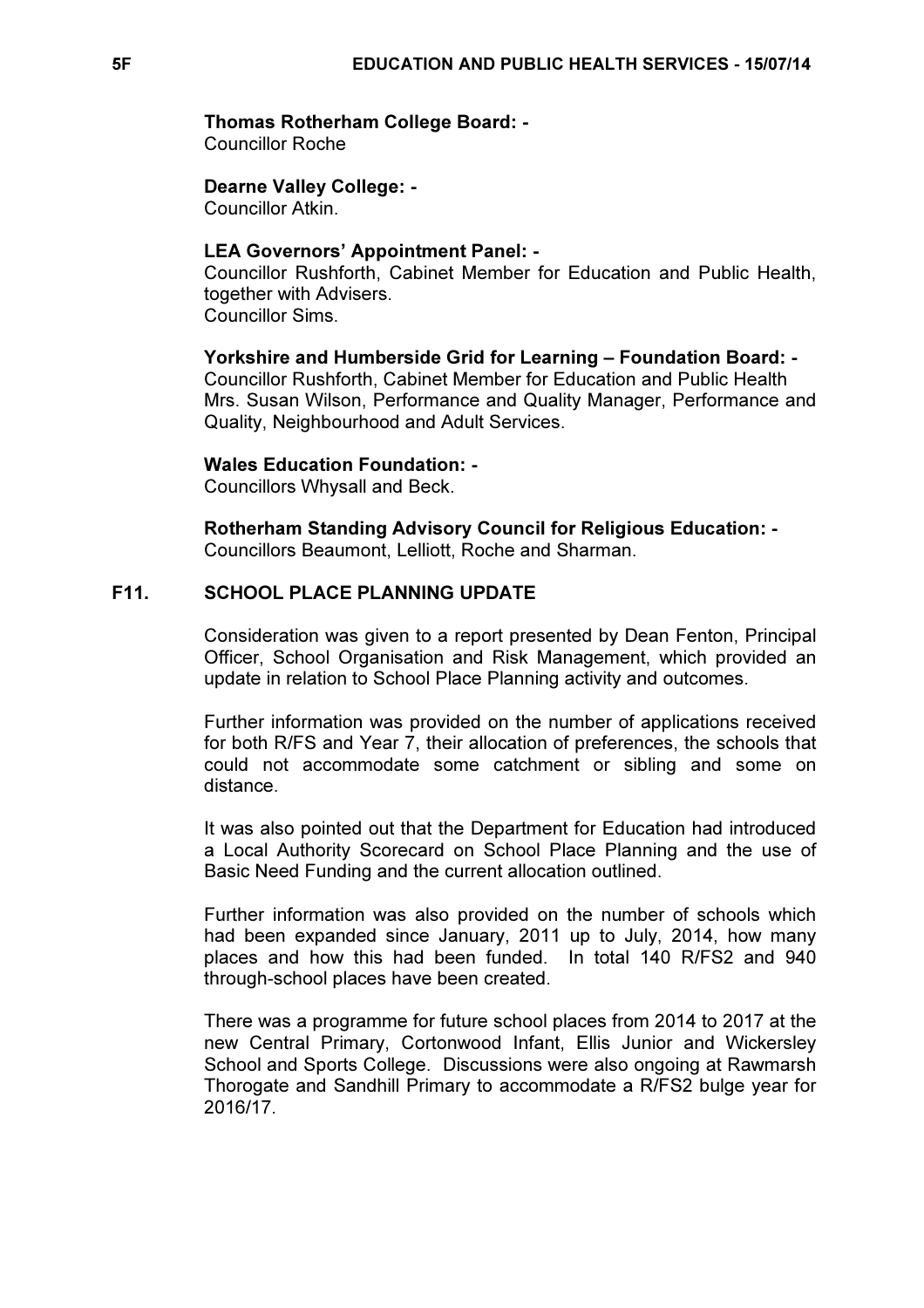**Thomas Rotherham College Board: -**
Councillor Roche

**Dearne Valley College: -**
Councillor Atkin.

**LEA Governors' Appointment Panel: -**
Councillor Rushforth, Cabinet Member for Education and Public Health, together with Advisers.
Councillor Sims.

**Yorkshire and Humberside Grid for Learning – Foundation Board: -**
Councillor Rushforth, Cabinet Member for Education and Public Health
Mrs. Susan Wilson, Performance and Quality Manager, Performance and Quality, Neighbourhood and Adult Services.

**Wales Education Foundation: -**
Councillors Whysall and Beck.

**Rotherham Standing Advisory Council for Religious Education: -**
Councillors Beaumont, Lelliott, Roche and Sharman.

## F11. SCHOOL PLACE PLANNING UPDATE

Consideration was given to a report presented by Dean Fenton, Principal Officer, School Organisation and Risk Management, which provided an update in relation to School Place Planning activity and outcomes.

Further information was provided on the number of applications received for both R/FS and Year 7, their allocation of preferences, the schools that could not accommodate some catchment or sibling and some on distance.

It was also pointed out that the Department for Education had introduced a Local Authority Scorecard on School Place Planning and the use of Basic Need Funding and the current allocation outlined.

Further information was also provided on the number of schools which had been expanded since January, 2011 up to July, 2014, how many places and how this had been funded. In total 140 R/FS2 and 940 through-school places have been created.

There was a programme for future school places from 2014 to 2017 at the new Central Primary, Cortonwood Infant, Ellis Junior and Wickersley School and Sports College. Discussions were also ongoing at Rawmarsh Thorogate and Sandhill Primary to accommodate a R/FS2 bulge year for 2016/17.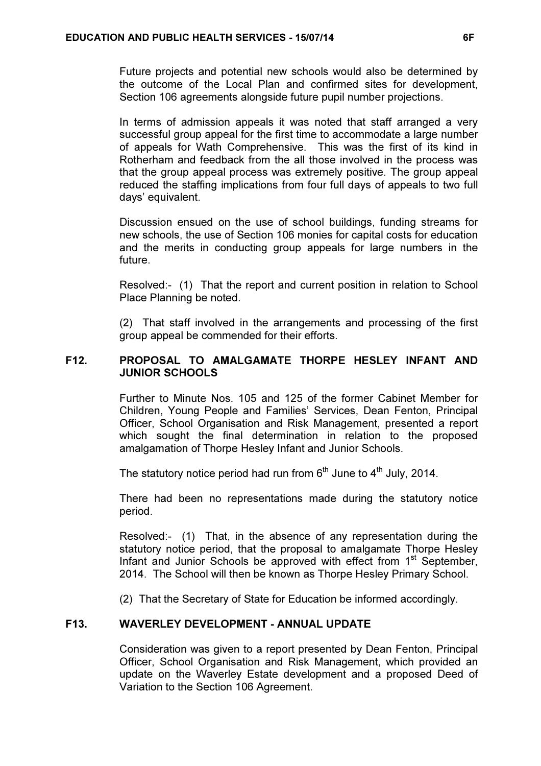Future projects and potential new schools would also be determined by the outcome of the Local Plan and confirmed sites for development, Section 106 agreements alongside future pupil number projections.

In terms of admission appeals it was noted that staff arranged a very successful group appeal for the first time to accommodate a large number of appeals for Wath Comprehensive. This was the first of its kind in Rotherham and feedback from the all those involved in the process was that the group appeal process was extremely positive. The group appeal reduced the staffing implications from four full days of appeals to two full days' equivalent.

Discussion ensued on the use of school buildings, funding streams for new schools, the use of Section 106 monies for capital costs for education and the merits in conducting group appeals for large numbers in the future.

Resolved:- (1) That the report and current position in relation to School Place Planning be noted.

(2) That staff involved in the arrangements and processing of the first group appeal be commended for their efforts.

## F12. PROPOSAL TO AMALGAMATE THORPE HESLEY INFANT AND JUNIOR SCHOOLS

Further to Minute Nos. 105 and 125 of the former Cabinet Member for Children, Young People and Families' Services, Dean Fenton, Principal Officer, School Organisation and Risk Management, presented a report which sought the final determination in relation to the proposed amalgamation of Thorpe Hesley Infant and Junior Schools.

The statutory notice period had run from 6th June to 4th July, 2014.

There had been no representations made during the statutory notice period.

Resolved:- (1) That, in the absence of any representation during the statutory notice period, that the proposal to amalgamate Thorpe Hesley Infant and Junior Schools be approved with effect from 1st September, 2014. The School will then be known as Thorpe Hesley Primary School.

(2) That the Secretary of State for Education be informed accordingly.

## F13. WAVERLEY DEVELOPMENT - ANNUAL UPDATE

Consideration was given to a report presented by Dean Fenton, Principal Officer, School Organisation and Risk Management, which provided an update on the Waverley Estate development and a proposed Deed of Variation to the Section 106 Agreement.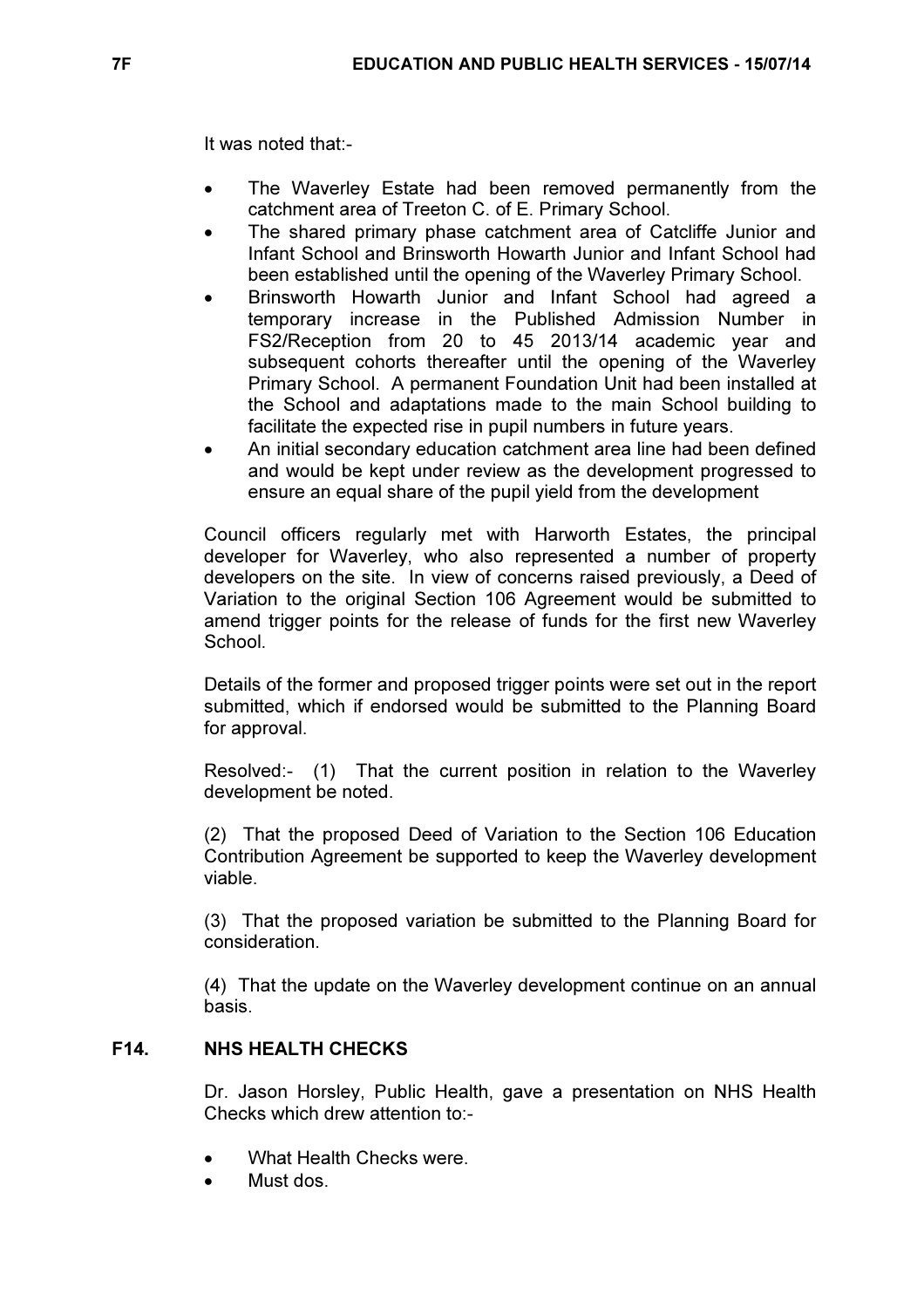It was noted that:-

- The Waverley Estate had been removed permanently from the catchment area of Treeton C. of E. Primary School.
- The shared primary phase catchment area of Catcliffe Junior and Infant School and Brinsworth Howarth Junior and Infant School had been established until the opening of the Waverley Primary School.
- Brinsworth Howarth Junior and Infant School had agreed a temporary increase in the Published Admission Number in FS2/Reception from 20 to 45 2013/14 academic year and subsequent cohorts thereafter until the opening of the Waverley Primary School. A permanent Foundation Unit had been installed at the School and adaptations made to the main School building to facilitate the expected rise in pupil numbers in future years.
- An initial secondary education catchment area line had been defined and would be kept under review as the development progressed to ensure an equal share of the pupil yield from the development

Council officers regularly met with Harworth Estates, the principal developer for Waverley, who also represented a number of property developers on the site. In view of concerns raised previously, a Deed of Variation to the original Section 106 Agreement would be submitted to amend trigger points for the release of funds for the first new Waverley School.

Details of the former and proposed trigger points were set out in the report submitted, which if endorsed would be submitted to the Planning Board for approval.

Resolved:- (1) That the current position in relation to the Waverley development be noted.

(2) That the proposed Deed of Variation to the Section 106 Education Contribution Agreement be supported to keep the Waverley development viable.

(3) That the proposed variation be submitted to the Planning Board for consideration.

(4) That the update on the Waverley development continue on an annual basis.

## F14. NHS HEALTH CHECKS

Dr. Jason Horsley, Public Health, gave a presentation on NHS Health Checks which drew attention to:-

- What Health Checks were.
- Must dos.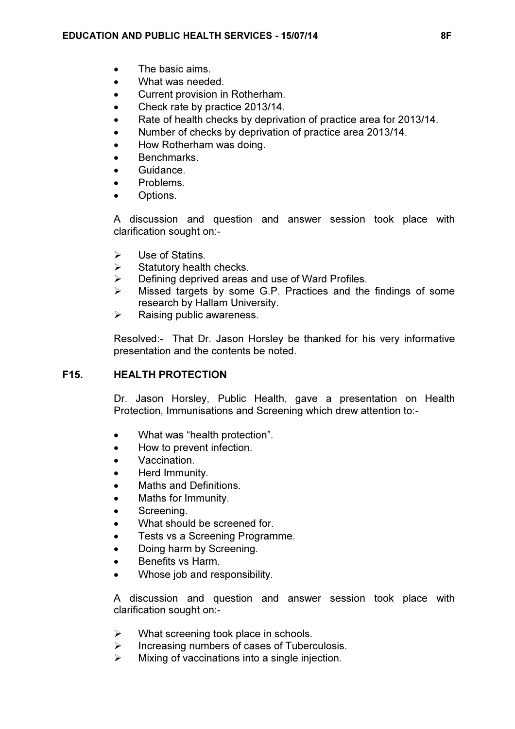- The basic aims.
- What was needed.
- Current provision in Rotherham.
- Check rate by practice 2013/14.
- Rate of health checks by deprivation of practice area for 2013/14.
- Number of checks by deprivation of practice area 2013/14.
- How Rotherham was doing.
- Benchmarks.
- Guidance.
- Problems.
- Options.

A discussion and question and answer session took place with clarification sought on:-

- Use of Statins.
- Statutory health checks.
- Defining deprived areas and use of Ward Profiles.
- Missed targets by some G.P. Practices and the findings of some research by Hallam University.
- Raising public awareness.

Resolved:- That Dr. Jason Horsley be thanked for his very informative presentation and the contents be noted.

## F15. HEALTH PROTECTION

Dr. Jason Horsley, Public Health, gave a presentation on Health Protection, Immunisations and Screening which drew attention to:-

- What was "health protection".
- How to prevent infection.
- Vaccination.
- Herd Immunity.
- Maths and Definitions.
- Maths for Immunity.
- Screening.
- What should be screened for.
- Tests vs a Screening Programme.
- Doing harm by Screening.
- Benefits vs Harm.
- Whose job and responsibility.

A discussion and question and answer session took place with clarification sought on:-

- What screening took place in schools.
- Increasing numbers of cases of Tuberculosis.
- Mixing of vaccinations into a single injection.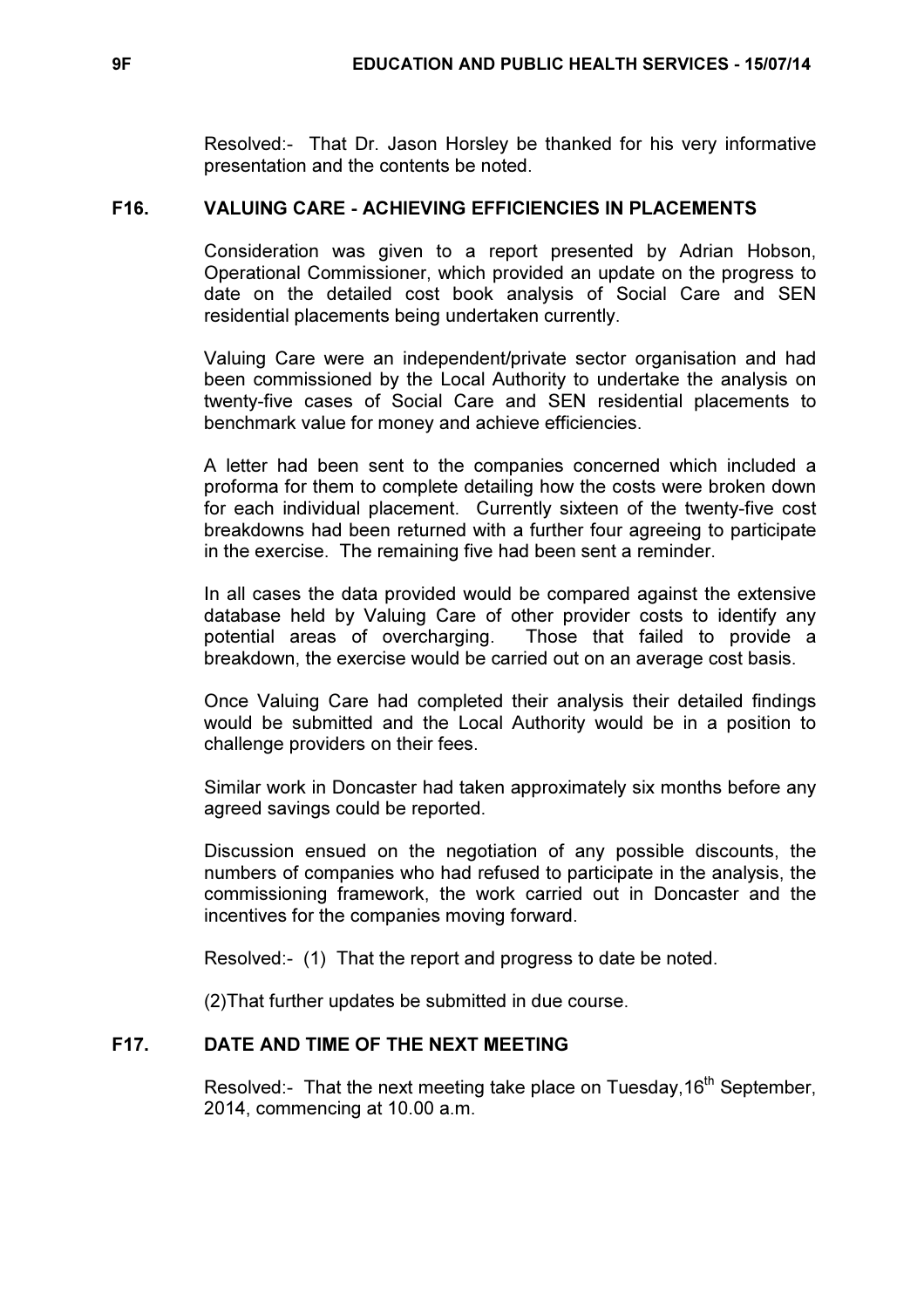Resolved:- That Dr. Jason Horsley be thanked for his very informative presentation and the contents be noted.

## F16. VALUING CARE - ACHIEVING EFFICIENCIES IN PLACEMENTS

Consideration was given to a report presented by Adrian Hobson, Operational Commissioner, which provided an update on the progress to date on the detailed cost book analysis of Social Care and SEN residential placements being undertaken currently.

Valuing Care were an independent/private sector organisation and had been commissioned by the Local Authority to undertake the analysis on twenty-five cases of Social Care and SEN residential placements to benchmark value for money and achieve efficiencies.

A letter had been sent to the companies concerned which included a proforma for them to complete detailing how the costs were broken down for each individual placement. Currently sixteen of the twenty-five cost breakdowns had been returned with a further four agreeing to participate in the exercise. The remaining five had been sent a reminder.

In all cases the data provided would be compared against the extensive database held by Valuing Care of other provider costs to identify any potential areas of overcharging. Those that failed to provide a breakdown, the exercise would be carried out on an average cost basis.

Once Valuing Care had completed their analysis their detailed findings would be submitted and the Local Authority would be in a position to challenge providers on their fees.

Similar work in Doncaster had taken approximately six months before any agreed savings could be reported.

Discussion ensued on the negotiation of any possible discounts, the numbers of companies who had refused to participate in the analysis, the commissioning framework, the work carried out in Doncaster and the incentives for the companies moving forward.

Resolved:- (1) That the report and progress to date be noted.

(2)That further updates be submitted in due course.

## F17. DATE AND TIME OF THE NEXT MEETING

Resolved:- That the next meeting take place on Tuesday,16th September, 2014, commencing at 10.00 a.m.